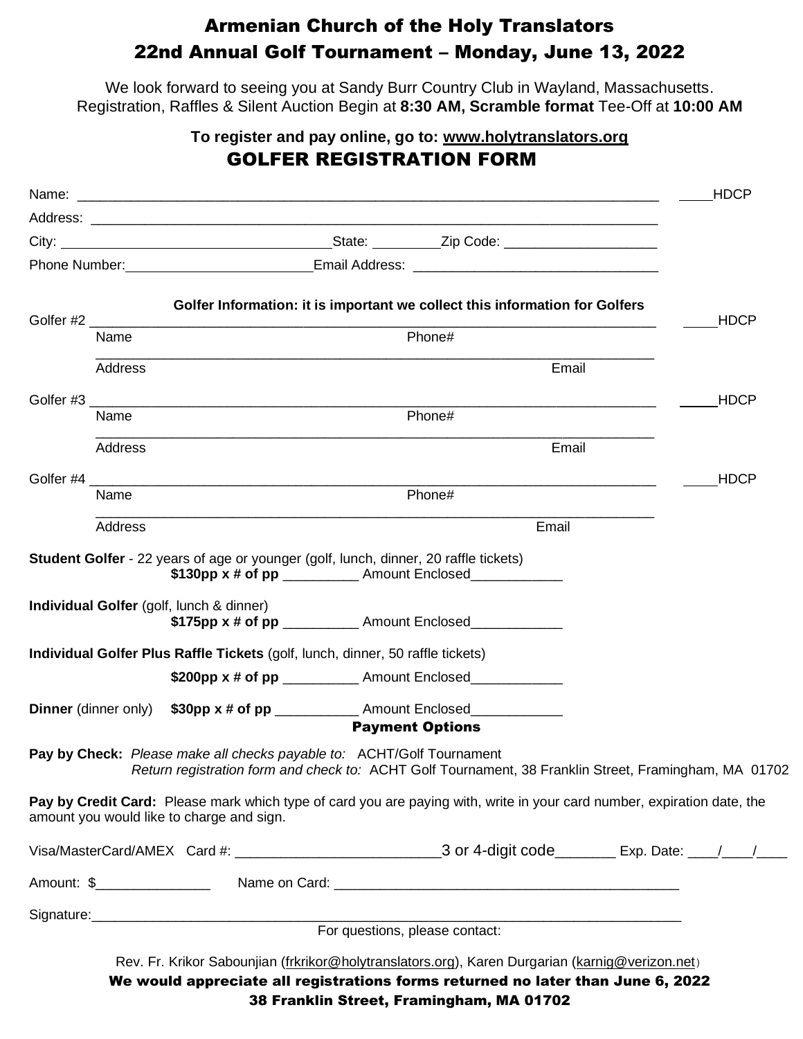# Armenian Church of the Holy Translators

## 22nd Annual Golf Tournament – Monday, June 13, 2022

We look forward to seeing you at Sandy Burr Country Club in Wayland, Massachusetts.
Registration, Raffles & Silent Auction Begin at **8:30 AM, Scramble format** Tee-Off at **10:00 AM**

**To register and pay online, go to: www.holytranslators.org**

## GOLFER REGISTRATION FORM

Name: ______________________________________________________________________________ ____HDCP

Address: ___________________________________________________________________________

City: ___________________________________State: _________Zip Code: ____________________

Phone Number:________________________Email Address: ________________________________

**Golfer Information: it is important we collect this information for Golfers**

Golfer #2 ___________________________________________________________________________ ____HDCP
Name Phone#
___________________________________________________________________________
Address Email

Golfer #3 ___________________________________________________________________________ ____HDCP
Name Phone#
___________________________________________________________________________
Address Email

Golfer #4 ___________________________________________________________________________ ____HDCP
Name Phone#
___________________________________________________________________________
Address Email

**Student Golfer** - 22 years of age or younger (golf, lunch, dinner, 20 raffle tickets)
**$130pp x # of pp** __________ Amount Enclosed____________

**Individual Golfer** (golf, lunch & dinner)
**$175pp x # of pp** __________ Amount Enclosed____________

**Individual Golfer Plus Raffle Tickets** (golf, lunch, dinner, 50 raffle tickets)
**$200pp x # of pp** __________ Amount Enclosed____________

**Dinner** (dinner only) **$30pp x # of pp** ___________ Amount Enclosed____________

**Payment Options**

**Pay by Check:** *Please make all checks payable to:* ACHT/Golf Tournament
*Return registration form and check to:* ACHT Golf Tournament, 38 Franklin Street, Framingham, MA 01702

**Pay by Credit Card:** Please mark which type of card you are paying with, write in your card number, expiration date, the amount you would like to charge and sign.

Visa/MasterCard/AMEX Card #: __________________________3 or 4-digit code_______ Exp. Date: ____/____/____

Amount: $_______________ Name on Card: ______________________________________________

Signature:______________________________________________________________________________

For questions, please contact:

Rev. Fr. Krikor Sabounjian (frkrikor@holytranslators.org), Karen Durgarian (karnig@verizon.net)

**We would appreciate all registrations forms returned no later than June 6, 2022**
**38 Franklin Street, Framingham, MA 01702**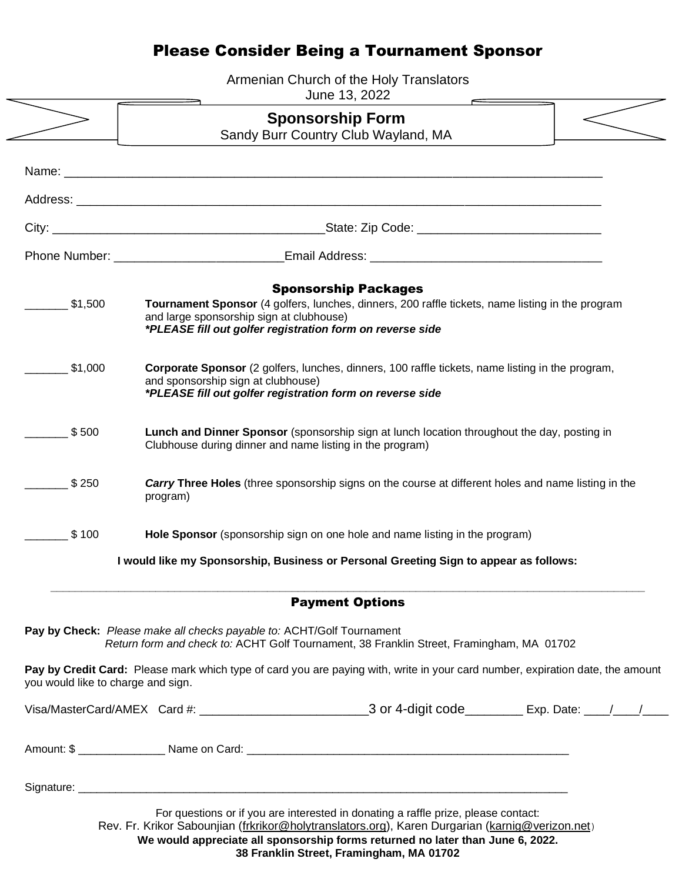# Please Consider Being a Tournament Sponsor

Armenian Church of the Holy Translators
June 13, 2022

## Sponsorship Form

Sandy Burr Country Club Wayland, MA

Name: ______________________________________________________________________________

Address: ____________________________________________________________________________

City: _______________________________________State: Zip Code: __________________________

Phone Number: _______________________Email Address: ________________________________

### Sponsorship Packages

_______ $1,500 **Tournament Sponsor** (4 golfers, lunches, dinners, 200 raffle tickets, name listing in the program and large sponsorship sign at clubhouse)
***PLEASE fill out golfer registration form on reverse side***

_______ $1,000 **Corporate Sponsor** (2 golfers, lunches, dinners, 100 raffle tickets, name listing in the program, and sponsorship sign at clubhouse)
***PLEASE fill out golfer registration form on reverse side***

_______ $ 500 **Lunch and Dinner Sponsor** (sponsorship sign at lunch location throughout the day, posting in Clubhouse during dinner and name listing in the program)

_______ $ 250 ***Carry* Three Holes** (three sponsorship signs on the course at different holes and name listing in the program)

_______ $ 100 **Hole Sponsor** (sponsorship sign on one hole and name listing in the program)

**I would like my Sponsorship, Business or Personal Greeting Sign to appear as follows:**

_____________________________________________________________________________________________

### Payment Options

**Pay by Check:** *Please make all checks payable to:* ACHT/Golf Tournament
*Return form and check to:* ACHT Golf Tournament, 38 Franklin Street, Framingham, MA 01702

**Pay by Credit Card:** Please mark which type of card you are paying with, write in your card number, expiration date, the amount you would like to charge and sign.

Visa/MasterCard/AMEX Card #: ________________________3 or 4-digit code________ Exp. Date: ____/____/____

Amount: $ ______________ Name on Card: ____________________________________________________

Signature: _________________________________________________________________________________

For questions or if you are interested in donating a raffle prize, please contact:
Rev. Fr. Krikor Sabounjian (frkrikor@holytranslators.org), Karen Durgarian (karnig@verizon.net)

**We would appreciate all sponsorship forms returned no later than June 6, 2022.**
**38 Franklin Street, Framingham, MA 01702**